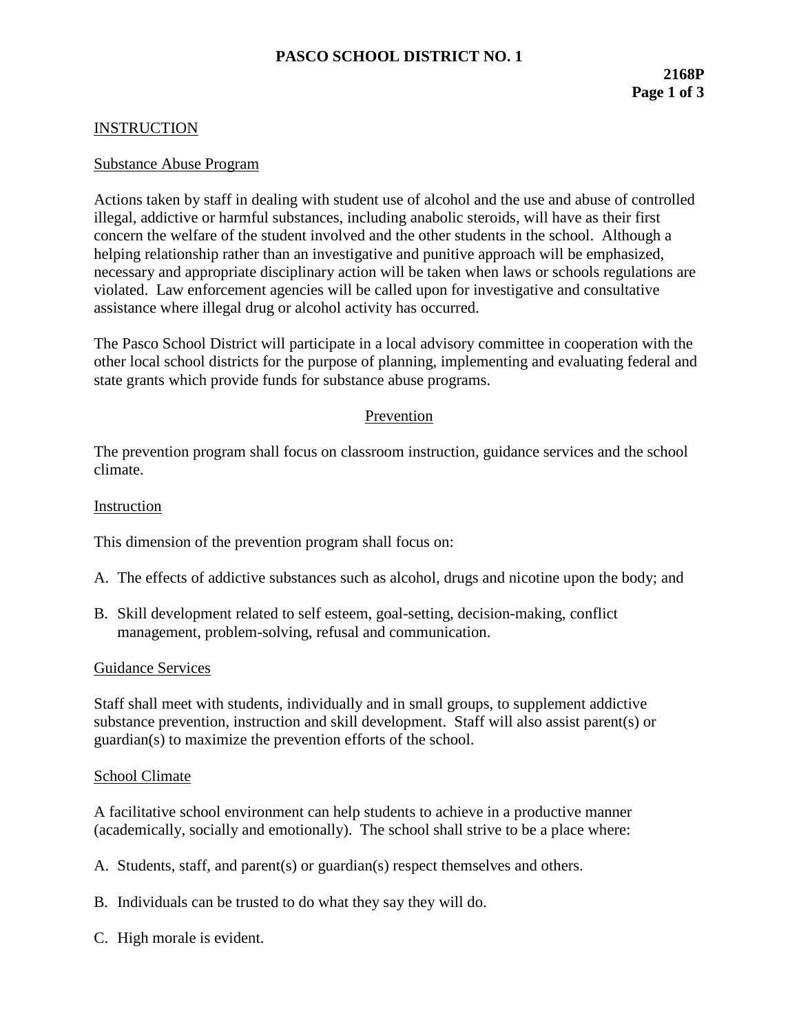# PASCO SCHOOL DISTRICT NO. 1

**2168P**

## INSTRUCTION

### Substance Abuse Program

Actions taken by staff in dealing with student use of alcohol and the use and abuse of controlled illegal, addictive or harmful substances, including anabolic steroids, will have as their first concern the welfare of the student involved and the other students in the school. Although a helping relationship rather than an investigative and punitive approach will be emphasized, necessary and appropriate disciplinary action will be taken when laws or schools regulations are violated. Law enforcement agencies will be called upon for investigative and consultative assistance where illegal drug or alcohol activity has occurred.

The Pasco School District will participate in a local advisory committee in cooperation with the other local school districts for the purpose of planning, implementing and evaluating federal and state grants which provide funds for substance abuse programs.

### Prevention

The prevention program shall focus on classroom instruction, guidance services and the school climate.

#### Instruction

This dimension of the prevention program shall focus on:

A. The effects of addictive substances such as alcohol, drugs and nicotine upon the body; and

B. Skill development related to self esteem, goal-setting, decision-making, conflict management, problem-solving, refusal and communication.

#### Guidance Services

Staff shall meet with students, individually and in small groups, to supplement addictive substance prevention, instruction and skill development. Staff will also assist parent(s) or guardian(s) to maximize the prevention efforts of the school.

#### School Climate

A facilitative school environment can help students to achieve in a productive manner (academically, socially and emotionally). The school shall strive to be a place where:

A. Students, staff, and parent(s) or guardian(s) respect themselves and others.

B. Individuals can be trusted to do what they say they will do.

C. High morale is evident.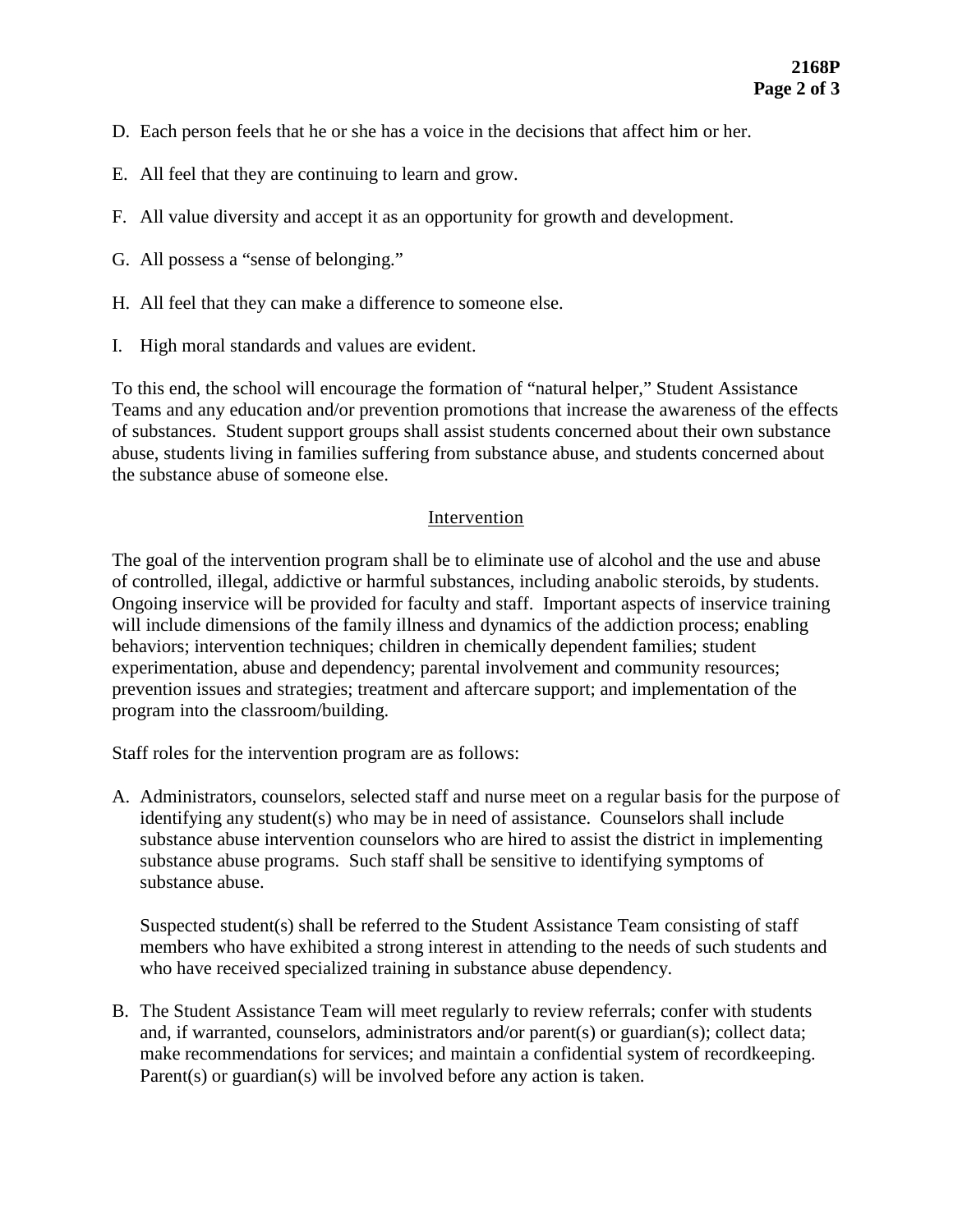D. Each person feels that he or she has a voice in the decisions that affect him or her.

E. All feel that they are continuing to learn and grow.

F. All value diversity and accept it as an opportunity for growth and development.

G. All possess a "sense of belonging."

H. All feel that they can make a difference to someone else.

I. High moral standards and values are evident.

To this end, the school will encourage the formation of "natural helper," Student Assistance Teams and any education and/or prevention promotions that increase the awareness of the effects of substances. Student support groups shall assist students concerned about their own substance abuse, students living in families suffering from substance abuse, and students concerned about the substance abuse of someone else.

## Intervention

The goal of the intervention program shall be to eliminate use of alcohol and the use and abuse of controlled, illegal, addictive or harmful substances, including anabolic steroids, by students. Ongoing inservice will be provided for faculty and staff. Important aspects of inservice training will include dimensions of the family illness and dynamics of the addiction process; enabling behaviors; intervention techniques; children in chemically dependent families; student experimentation, abuse and dependency; parental involvement and community resources; prevention issues and strategies; treatment and aftercare support; and implementation of the program into the classroom/building.

Staff roles for the intervention program are as follows:

A. Administrators, counselors, selected staff and nurse meet on a regular basis for the purpose of identifying any student(s) who may be in need of assistance. Counselors shall include substance abuse intervention counselors who are hired to assist the district in implementing substance abuse programs. Such staff shall be sensitive to identifying symptoms of substance abuse.

   Suspected student(s) shall be referred to the Student Assistance Team consisting of staff members who have exhibited a strong interest in attending to the needs of such students and who have received specialized training in substance abuse dependency.

B. The Student Assistance Team will meet regularly to review referrals; confer with students and, if warranted, counselors, administrators and/or parent(s) or guardian(s); collect data; make recommendations for services; and maintain a confidential system of recordkeeping. Parent(s) or guardian(s) will be involved before any action is taken.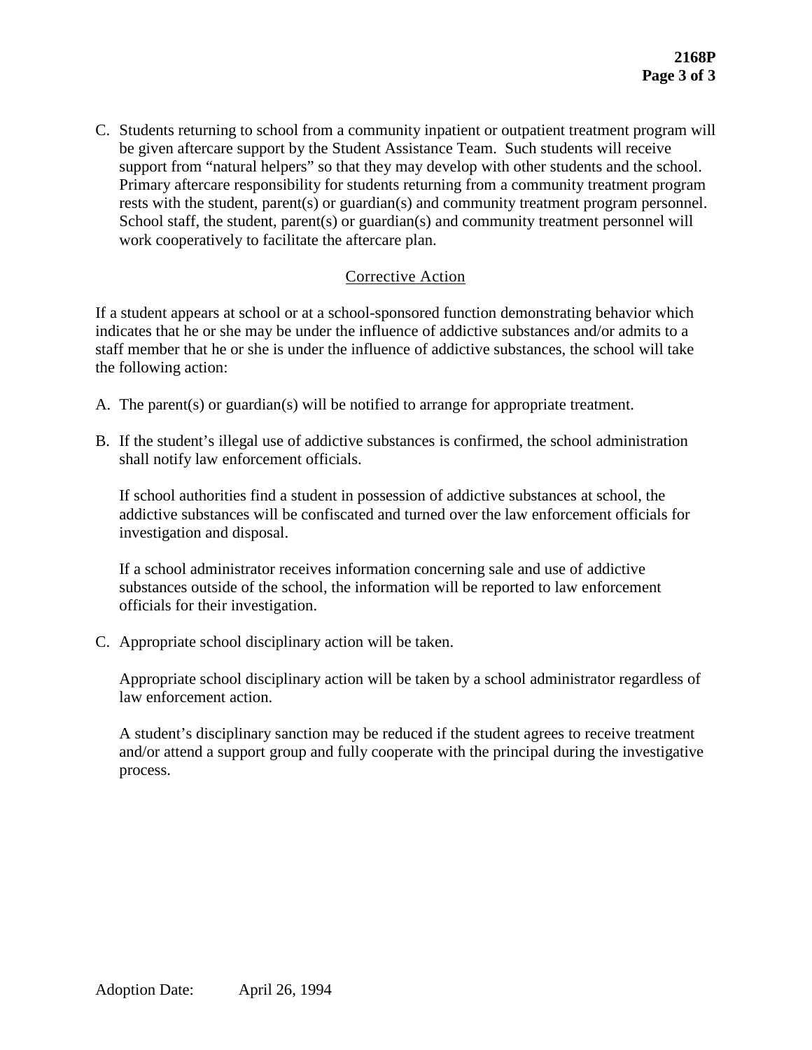C. Students returning to school from a community inpatient or outpatient treatment program will be given aftercare support by the Student Assistance Team. Such students will receive support from "natural helpers" so that they may develop with other students and the school. Primary aftercare responsibility for students returning from a community treatment program rests with the student, parent(s) or guardian(s) and community treatment program personnel. School staff, the student, parent(s) or guardian(s) and community treatment personnel will work cooperatively to facilitate the aftercare plan.

## Corrective Action

If a student appears at school or at a school-sponsored function demonstrating behavior which indicates that he or she may be under the influence of addictive substances and/or admits to a staff member that he or she is under the influence of addictive substances, the school will take the following action:

A. The parent(s) or guardian(s) will be notified to arrange for appropriate treatment.

B. If the student's illegal use of addictive substances is confirmed, the school administration shall notify law enforcement officials.

   If school authorities find a student in possession of addictive substances at school, the addictive substances will be confiscated and turned over the law enforcement officials for investigation and disposal.

   If a school administrator receives information concerning sale and use of addictive substances outside of the school, the information will be reported to law enforcement officials for their investigation.

C. Appropriate school disciplinary action will be taken.

   Appropriate school disciplinary action will be taken by a school administrator regardless of law enforcement action.

   A student's disciplinary sanction may be reduced if the student agrees to receive treatment and/or attend a support group and fully cooperate with the principal during the investigative process.

Adoption Date: April 26, 1994